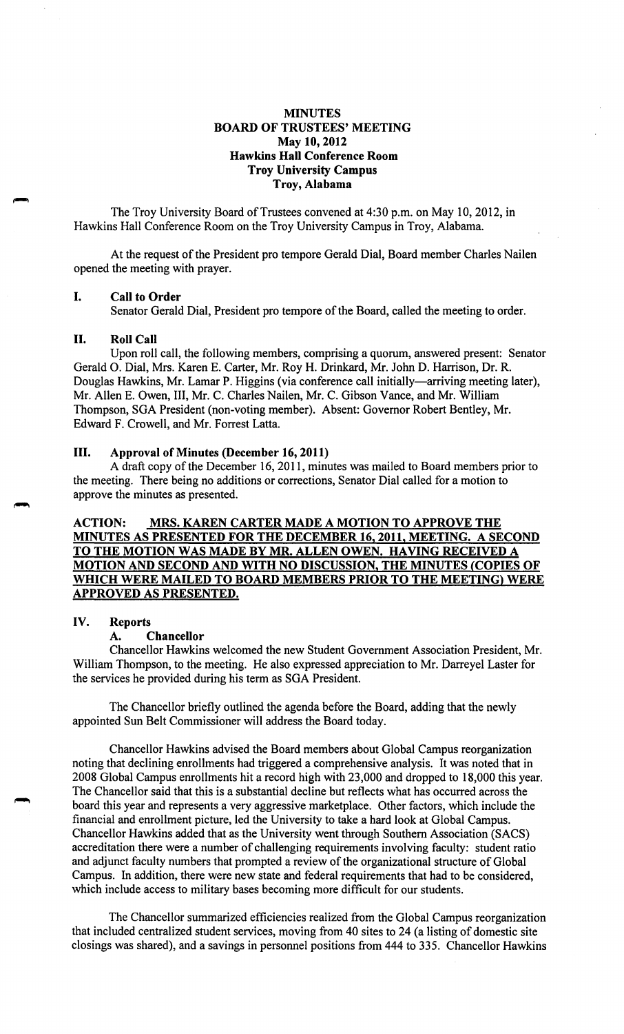# MINUTES
## BOARD OF TRUSTEES' MEETING
### May 10, 2012
### Hawkins Hall Conference Room
### Troy University Campus
### Troy, Alabama

The Troy University Board of Trustees convened at 4:30 p.m. on May 10, 2012, in Hawkins Hall Conference Room on the Troy University Campus in Troy, Alabama.

At the request of the President pro tempore Gerald Dial, Board member Charles Nailen opened the meeting with prayer.

## I. Call to Order

Senator Gerald Dial, President pro tempore of the Board, called the meeting to order.

## II. Roll Call

Upon roll call, the following members, comprising a quorum, answered present: Senator Gerald O. Dial, Mrs. Karen E. Carter, Mr. Roy H. Drinkard, Mr. John D. Harrison, Dr. R. Douglas Hawkins, Mr. Lamar P. Higgins (via conference call initially—arriving meeting later), Mr. Allen E. Owen, III, Mr. C. Charles Nailen, Mr. C. Gibson Vance, and Mr. William Thompson, SGA President (non-voting member). Absent: Governor Robert Bentley, Mr. Edward F. Crowell, and Mr. Forrest Latta.

## III. Approval of Minutes (December 16, 2011)

A draft copy of the December 16, 2011, minutes was mailed to Board members prior to the meeting. There being no additions or corrections, Senator Dial called for a motion to approve the minutes as presented.

**ACTION: MRS. KAREN CARTER MADE A MOTION TO APPROVE THE MINUTES AS PRESENTED FOR THE DECEMBER 16, 2011, MEETING. A SECOND TO THE MOTION WAS MADE BY MR. ALLEN OWEN. HAVING RECEIVED A MOTION AND SECOND AND WITH NO DISCUSSION, THE MINUTES (COPIES OF WHICH WERE MAILED TO BOARD MEMBERS PRIOR TO THE MEETING) WERE APPROVED AS PRESENTED.**

## IV. Reports

### A. Chancellor

Chancellor Hawkins welcomed the new Student Government Association President, Mr. William Thompson, to the meeting. He also expressed appreciation to Mr. Darreyel Laster for the services he provided during his term as SGA President.

The Chancellor briefly outlined the agenda before the Board, adding that the newly appointed Sun Belt Commissioner will address the Board today.

Chancellor Hawkins advised the Board members about Global Campus reorganization noting that declining enrollments had triggered a comprehensive analysis. It was noted that in 2008 Global Campus enrollments hit a record high with 23,000 and dropped to 18,000 this year. The Chancellor said that this is a substantial decline but reflects what has occurred across the board this year and represents a very aggressive marketplace. Other factors, which include the financial and enrollment picture, led the University to take a hard look at Global Campus. Chancellor Hawkins added that as the University went through Southern Association (SACS) accreditation there were a number of challenging requirements involving faculty: student ratio and adjunct faculty numbers that prompted a review of the organizational structure of Global Campus. In addition, there were new state and federal requirements that had to be considered, which include access to military bases becoming more difficult for our students.

The Chancellor summarized efficiencies realized from the Global Campus reorganization that included centralized student services, moving from 40 sites to 24 (a listing of domestic site closings was shared), and a savings in personnel positions from 444 to 335. Chancellor Hawkins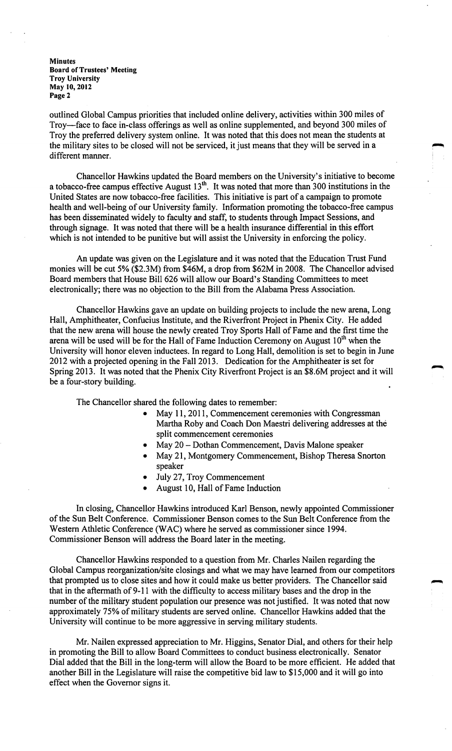outlined Global Campus priorities that included online delivery, activities within 300 miles of Troy—face to face in-class offerings as well as online supplemented, and beyond 300 miles of Troy the preferred delivery system online. It was noted that this does not mean the students at the military sites to be closed will not be serviced, it just means that they will be served in a different manner.

Chancellor Hawkins updated the Board members on the University's initiative to become a tobacco-free campus effective August 13th. It was noted that more than 300 institutions in the United States are now tobacco-free facilities. This initiative is part of a campaign to promote health and well-being of our University family. Information promoting the tobacco-free campus has been disseminated widely to faculty and staff, to students through Impact Sessions, and through signage. It was noted that there will be a health insurance differential in this effort which is not intended to be punitive but will assist the University in enforcing the policy.

An update was given on the Legislature and it was noted that the Education Trust Fund monies will be cut 5% ($2.3M) from $46M, a drop from $62M in 2008. The Chancellor advised Board members that House Bill 626 will allow our Board's Standing Committees to meet electronically; there was no objection to the Bill from the Alabama Press Association.

Chancellor Hawkins gave an update on building projects to include the new arena, Long Hall, Amphitheater, Confucius Institute, and the Riverfront Project in Phenix City. He added that the new arena will house the newly created Troy Sports Hall of Fame and the first time the arena will be used will be for the Hall of Fame Induction Ceremony on August 10th when the University will honor eleven inductees. In regard to Long Hall, demolition is set to begin in June 2012 with a projected opening in the Fall 2013. Dedication for the Amphitheater is set for Spring 2013. It was noted that the Phenix City Riverfront Project is an $8.6M project and it will be a four-story building.

The Chancellor shared the following dates to remember:

- May 11, 2011, Commencement ceremonies with Congressman Martha Roby and Coach Don Maestri delivering addresses at the split commencement ceremonies
- May 20 – Dothan Commencement, Davis Malone speaker
- May 21, Montgomery Commencement, Bishop Theresa Snorton speaker
- July 27, Troy Commencement
- August 10, Hall of Fame Induction

In closing, Chancellor Hawkins introduced Karl Benson, newly appointed Commissioner of the Sun Belt Conference. Commissioner Benson comes to the Sun Belt Conference from the Western Athletic Conference (WAC) where he served as commissioner since 1994. Commissioner Benson will address the Board later in the meeting.

Chancellor Hawkins responded to a question from Mr. Charles Nailen regarding the Global Campus reorganization/site closings and what we may have learned from our competitors that prompted us to close sites and how it could make us better providers. The Chancellor said that in the aftermath of 9-11 with the difficulty to access military bases and the drop in the number of the military student population our presence was not justified. It was noted that now approximately 75% of military students are served online. Chancellor Hawkins added that the University will continue to be more aggressive in serving military students.

Mr. Nailen expressed appreciation to Mr. Higgins, Senator Dial, and others for their help in promoting the Bill to allow Board Committees to conduct business electronically. Senator Dial added that the Bill in the long-term will allow the Board to be more efficient. He added that another Bill in the Legislature will raise the competitive bid law to $15,000 and it will go into effect when the Governor signs it.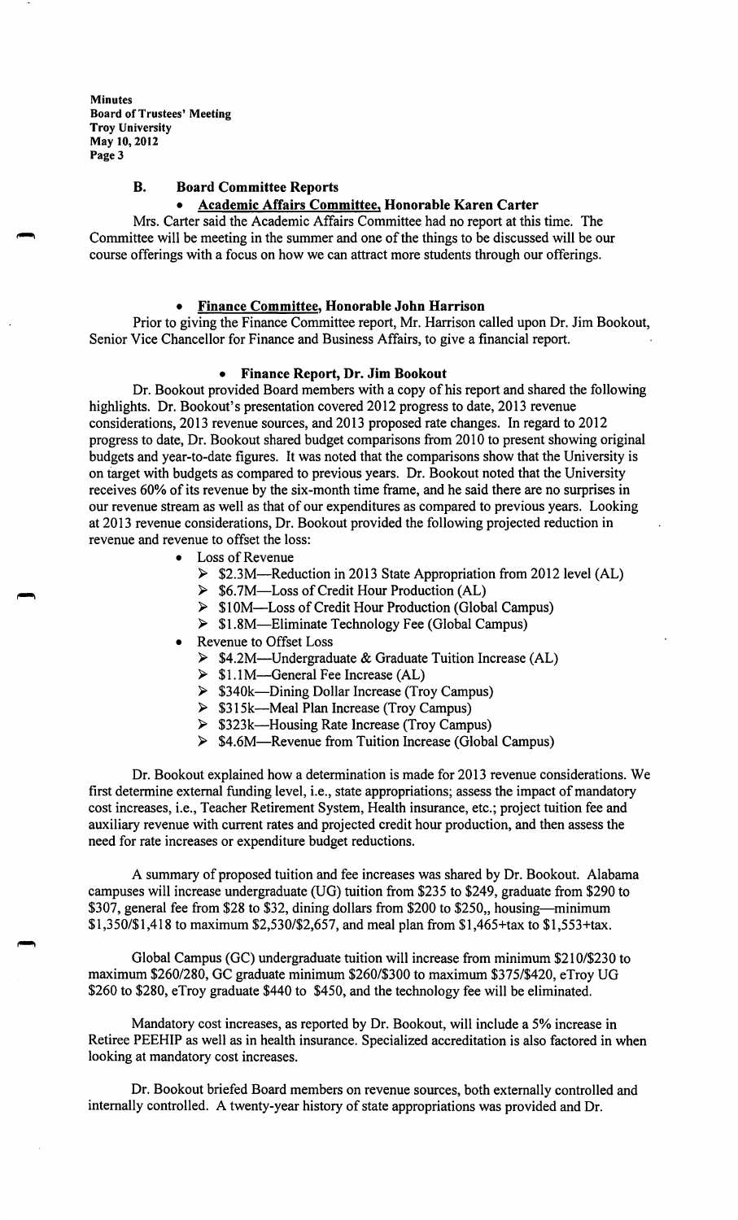### B. Board Committee Reports

- **Academic Affairs Committee, Honorable Karen Carter**

Mrs. Carter said the Academic Affairs Committee had no report at this time. The Committee will be meeting in the summer and one of the things to be discussed will be our course offerings with a focus on how we can attract more students through our offerings.

- **Finance Committee, Honorable John Harrison**

Prior to giving the Finance Committee report, Mr. Harrison called upon Dr. Jim Bookout, Senior Vice Chancellor for Finance and Business Affairs, to give a financial report.

- **Finance Report, Dr. Jim Bookout**

Dr. Bookout provided Board members with a copy of his report and shared the following highlights. Dr. Bookout's presentation covered 2012 progress to date, 2013 revenue considerations, 2013 revenue sources, and 2013 proposed rate changes. In regard to 2012 progress to date, Dr. Bookout shared budget comparisons from 2010 to present showing original budgets and year-to-date figures. It was noted that the comparisons show that the University is on target with budgets as compared to previous years. Dr. Bookout noted that the University receives 60% of its revenue by the six-month time frame, and he said there are no surprises in our revenue stream as well as that of our expenditures as compared to previous years. Looking at 2013 revenue considerations, Dr. Bookout provided the following projected reduction in revenue and revenue to offset the loss:

- Loss of Revenue
  - $2.3M—Reduction in 2013 State Appropriation from 2012 level (AL)
  - $6.7M—Loss of Credit Hour Production (AL)
  - $10M—Loss of Credit Hour Production (Global Campus)
  - $1.8M—Eliminate Technology Fee (Global Campus)
- Revenue to Offset Loss
  - $4.2M—Undergraduate & Graduate Tuition Increase (AL)
  - $1.1M—General Fee Increase (AL)
  - $340k—Dining Dollar Increase (Troy Campus)
  - $315k—Meal Plan Increase (Troy Campus)
  - $323k—Housing Rate Increase (Troy Campus)
  - $4.6M—Revenue from Tuition Increase (Global Campus)

Dr. Bookout explained how a determination is made for 2013 revenue considerations. We first determine external funding level, i.e., state appropriations; assess the impact of mandatory cost increases, i.e., Teacher Retirement System, Health insurance, etc.; project tuition fee and auxiliary revenue with current rates and projected credit hour production, and then assess the need for rate increases or expenditure budget reductions.

A summary of proposed tuition and fee increases was shared by Dr. Bookout. Alabama campuses will increase undergraduate (UG) tuition from $235 to $249, graduate from $290 to $307, general fee from $28 to $32, dining dollars from $200 to $250,, housing—minimum $1,350/$1,418 to maximum $2,530/$2,657, and meal plan from $1,465+tax to $1,553+tax.

Global Campus (GC) undergraduate tuition will increase from minimum $210/$230 to maximum $260/280, GC graduate minimum $260/$300 to maximum $375/$420, eTroy UG $260 to $280, eTroy graduate $440 to $450, and the technology fee will be eliminated.

Mandatory cost increases, as reported by Dr. Bookout, will include a 5% increase in Retiree PEEHIP as well as in health insurance. Specialized accreditation is also factored in when looking at mandatory cost increases.

Dr. Bookout briefed Board members on revenue sources, both externally controlled and internally controlled. A twenty-year history of state appropriations was provided and Dr.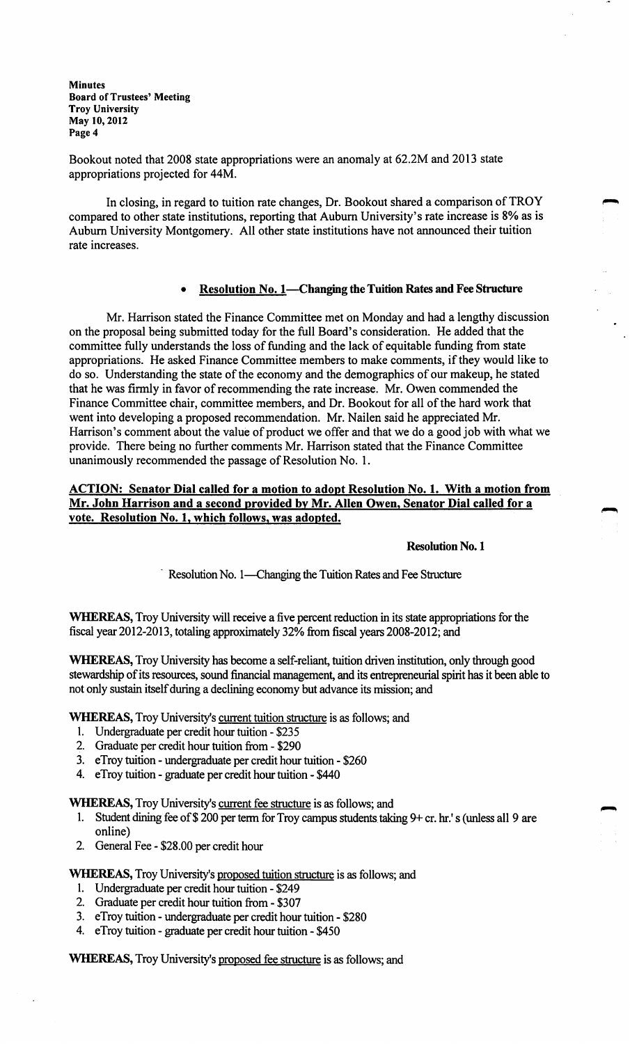Bookout noted that 2008 state appropriations were an anomaly at 62.2M and 2013 state appropriations projected for 44M.

In closing, in regard to tuition rate changes, Dr. Bookout shared a comparison of TROY compared to other state institutions, reporting that Auburn University's rate increase is 8% as is Auburn University Montgomery. All other state institutions have not announced their tuition rate increases.

- **Resolution No. 1—Changing the Tuition Rates and Fee Structure**

Mr. Harrison stated the Finance Committee met on Monday and had a lengthy discussion on the proposal being submitted today for the full Board's consideration. He added that the committee fully understands the loss of funding and the lack of equitable funding from state appropriations. He asked Finance Committee members to make comments, if they would like to do so. Understanding the state of the economy and the demographics of our makeup, he stated that he was firmly in favor of recommending the rate increase. Mr. Owen commended the Finance Committee chair, committee members, and Dr. Bookout for all of the hard work that went into developing a proposed recommendation. Mr. Nailen said he appreciated Mr. Harrison's comment about the value of product we offer and that we do a good job with what we provide. There being no further comments Mr. Harrison stated that the Finance Committee unanimously recommended the passage of Resolution No. 1.

**ACTION: Senator Dial called for a motion to adopt Resolution No. 1. With a motion from Mr. John Harrison and a second provided by Mr. Allen Owen, Senator Dial called for a vote. Resolution No. 1, which follows, was adopted.**

**Resolution No. 1**

Resolution No. 1—Changing the Tuition Rates and Fee Structure

**WHEREAS,** Troy University will receive a five percent reduction in its state appropriations for the fiscal year 2012-2013, totaling approximately 32% from fiscal years 2008-2012; and

**WHEREAS,** Troy University has become a self-reliant, tuition driven institution, only through good stewardship of its resources, sound financial management, and its entrepreneurial spirit has it been able to not only sustain itself during a declining economy but advance its mission; and

**WHEREAS,** Troy University's current tuition structure is as follows; and

1. Undergraduate per credit hour tuition - $235
2. Graduate per credit hour tuition from - $290
3. eTroy tuition - undergraduate per credit hour tuition - $260
4. eTroy tuition - graduate per credit hour tuition - $440

**WHEREAS,** Troy University's current fee structure is as follows; and

1. Student dining fee of $ 200 per term for Troy campus students taking 9+ cr. hr.' s (unless all 9 are online)
2. General Fee - $28.00 per credit hour

**WHEREAS,** Troy University's proposed tuition structure is as follows; and

1. Undergraduate per credit hour tuition - $249
2. Graduate per credit hour tuition from - $307
3. eTroy tuition - undergraduate per credit hour tuition - $280
4. eTroy tuition - graduate per credit hour tuition - $450

**WHEREAS,** Troy University's proposed fee structure is as follows; and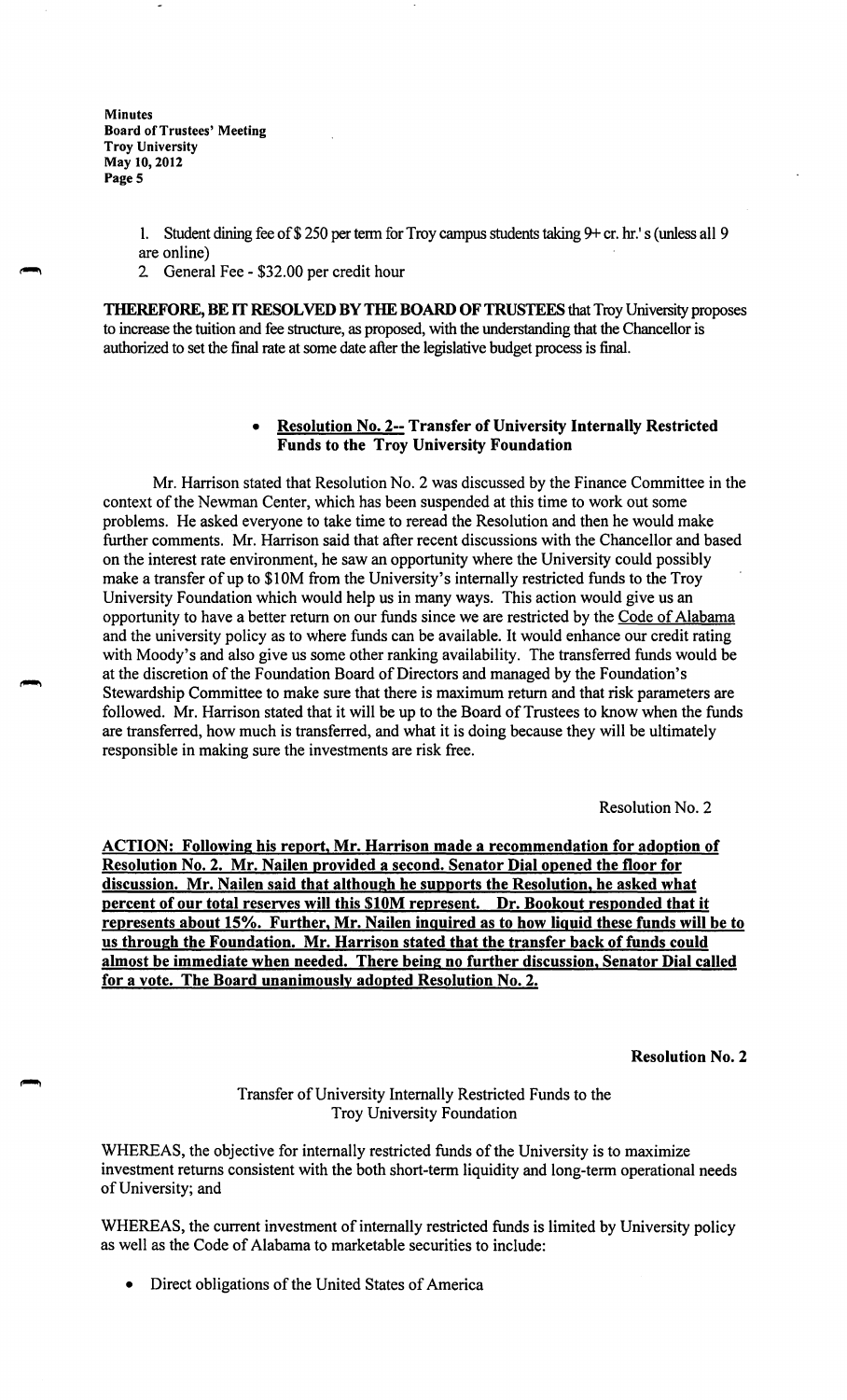1. Student dining fee of $ 250 per term for Troy campus students taking 9+ cr. hr.' s (unless all 9 are online)
2. General Fee - $32.00 per credit hour

**THEREFORE, BE IT RESOLVED BY THE BOARD OF TRUSTEES** that Troy University proposes to increase the tuition and fee structure, as proposed, with the understanding that the Chancellor is authorized to set the final rate at some date after the legislative budget process is final.

- **Resolution No. 2-- Transfer of University Internally Restricted Funds to the Troy University Foundation**

Mr. Harrison stated that Resolution No. 2 was discussed by the Finance Committee in the context of the Newman Center, which has been suspended at this time to work out some problems. He asked everyone to take time to reread the Resolution and then he would make further comments. Mr. Harrison said that after recent discussions with the Chancellor and based on the interest rate environment, he saw an opportunity where the University could possibly make a transfer of up to $10M from the University's internally restricted funds to the Troy University Foundation which would help us in many ways. This action would give us an opportunity to have a better return on our funds since we are restricted by the Code of Alabama and the university policy as to where funds can be available. It would enhance our credit rating with Moody's and also give us some other ranking availability. The transferred funds would be at the discretion of the Foundation Board of Directors and managed by the Foundation's Stewardship Committee to make sure that there is maximum return and that risk parameters are followed. Mr. Harrison stated that it will be up to the Board of Trustees to know when the funds are transferred, how much is transferred, and what it is doing because they will be ultimately responsible in making sure the investments are risk free.

Resolution No. 2

**ACTION: Following his report, Mr. Harrison made a recommendation for adoption of Resolution No. 2. Mr. Nailen provided a second. Senator Dial opened the floor for discussion. Mr. Nailen said that although he supports the Resolution, he asked what percent of our total reserves will this $10M represent. Dr. Bookout responded that it represents about 15%. Further, Mr. Nailen inquired as to how liquid these funds will be to us through the Foundation. Mr. Harrison stated that the transfer back of funds could almost be immediate when needed. There being no further discussion, Senator Dial called for a vote. The Board unanimously adopted Resolution No. 2.**

**Resolution No. 2**

Transfer of University Internally Restricted Funds to the Troy University Foundation

WHEREAS, the objective for internally restricted funds of the University is to maximize investment returns consistent with the both short-term liquidity and long-term operational needs of University; and

WHEREAS, the current investment of internally restricted funds is limited by University policy as well as the Code of Alabama to marketable securities to include:

- Direct obligations of the United States of America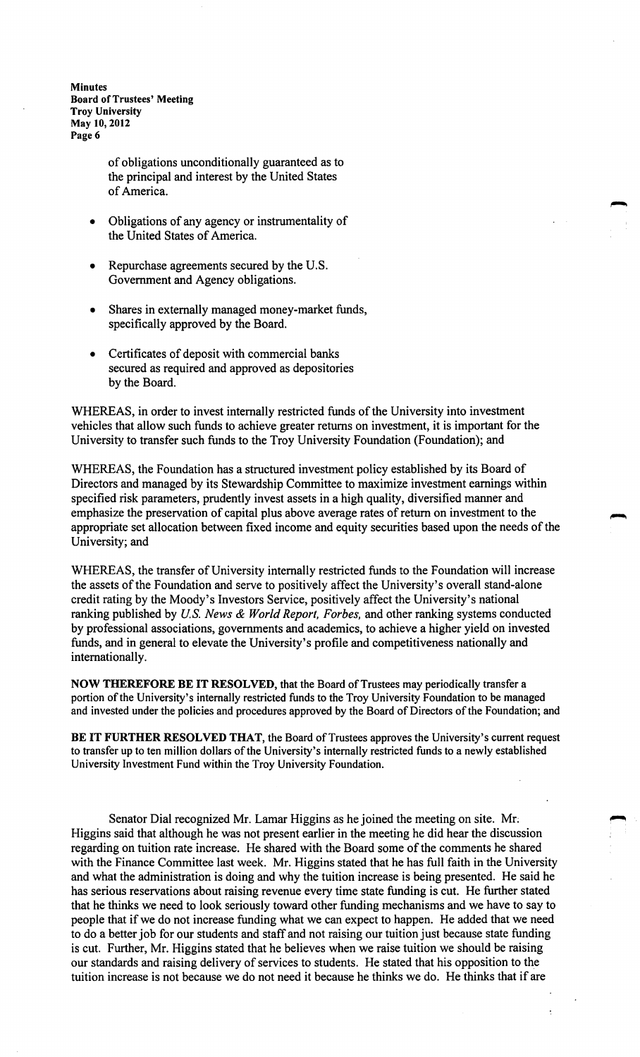of obligations unconditionally guaranteed as to the principal and interest by the United States of America.

- Obligations of any agency or instrumentality of the United States of America.
- Repurchase agreements secured by the U.S. Government and Agency obligations.
- Shares in externally managed money-market funds, specifically approved by the Board.
- Certificates of deposit with commercial banks secured as required and approved as depositories by the Board.

WHEREAS, in order to invest internally restricted funds of the University into investment vehicles that allow such funds to achieve greater returns on investment, it is important for the University to transfer such funds to the Troy University Foundation (Foundation); and

WHEREAS, the Foundation has a structured investment policy established by its Board of Directors and managed by its Stewardship Committee to maximize investment earnings within specified risk parameters, prudently invest assets in a high quality, diversified manner and emphasize the preservation of capital plus above average rates of return on investment to the appropriate set allocation between fixed income and equity securities based upon the needs of the University; and

WHEREAS, the transfer of University internally restricted funds to the Foundation will increase the assets of the Foundation and serve to positively affect the University's overall stand-alone credit rating by the Moody's Investors Service, positively affect the University's national ranking published by *U.S. News & World Report, Forbes,* and other ranking systems conducted by professional associations, governments and academics, to achieve a higher yield on invested funds, and in general to elevate the University's profile and competitiveness nationally and internationally.

**NOW THEREFORE BE IT RESOLVED,** that the Board of Trustees may periodically transfer a portion of the University's internally restricted funds to the Troy University Foundation to be managed and invested under the policies and procedures approved by the Board of Directors of the Foundation; and

**BE IT FURTHER RESOLVED THAT,** the Board of Trustees approves the University's current request to transfer up to ten million dollars of the University's internally restricted funds to a newly established University Investment Fund within the Troy University Foundation.

Senator Dial recognized Mr. Lamar Higgins as he joined the meeting on site. Mr. Higgins said that although he was not present earlier in the meeting he did hear the discussion regarding on tuition rate increase. He shared with the Board some of the comments he shared with the Finance Committee last week. Mr. Higgins stated that he has full faith in the University and what the administration is doing and why the tuition increase is being presented. He said he has serious reservations about raising revenue every time state funding is cut. He further stated that he thinks we need to look seriously toward other funding mechanisms and we have to say to people that if we do not increase funding what we can expect to happen. He added that we need to do a better job for our students and staff and not raising our tuition just because state funding is cut. Further, Mr. Higgins stated that he believes when we raise tuition we should be raising our standards and raising delivery of services to students. He stated that his opposition to the tuition increase is not because we do not need it because he thinks we do. He thinks that if are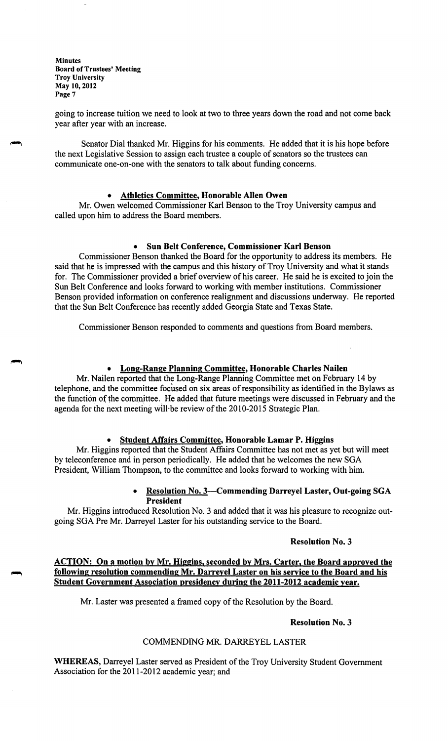going to increase tuition we need to look at two to three years down the road and not come back year after year with an increase.

Senator Dial thanked Mr. Higgins for his comments. He added that it is his hope before the next Legislative Session to assign each trustee a couple of senators so the trustees can communicate one-on-one with the senators to talk about funding concerns.

- **Athletics Committee, Honorable Allen Owen**

Mr. Owen welcomed Commissioner Karl Benson to the Troy University campus and called upon him to address the Board members.

- **Sun Belt Conference, Commissioner Karl Benson**

Commissioner Benson thanked the Board for the opportunity to address its members. He said that he is impressed with the campus and this history of Troy University and what it stands for. The Commissioner provided a brief overview of his career. He said he is excited to join the Sun Belt Conference and looks forward to working with member institutions. Commissioner Benson provided information on conference realignment and discussions underway. He reported that the Sun Belt Conference has recently added Georgia State and Texas State.

Commissioner Benson responded to comments and questions from Board members.

- **Long-Range Planning Committee, Honorable Charles Nailen**

Mr. Nailen reported that the Long-Range Planning Committee met on February 14 by telephone, and the committee focused on six areas of responsibility as identified in the Bylaws as the function of the committee. He added that future meetings were discussed in February and the agenda for the next meeting will be review of the 2010-2015 Strategic Plan.

- **Student Affairs Committee, Honorable Lamar P. Higgins**

Mr. Higgins reported that the Student Affairs Committee has not met as yet but will meet by teleconference and in person periodically. He added that he welcomes the new SGA President, William Thompson, to the committee and looks forward to working with him.

- **Resolution No. 3—Commending Darreyel Laster, Out-going SGA President**

Mr. Higgins introduced Resolution No. 3 and added that it was his pleasure to recognize out-going SGA Pre Mr. Darreyel Laster for his outstanding service to the Board.

**Resolution No. 3**

**ACTION: On a motion by Mr. Higgins, seconded by Mrs. Carter, the Board approved the following resolution commending Mr. Darreyel Laster on his service to the Board and his Student Government Association presidency during the 2011-2012 academic year.**

Mr. Laster was presented a framed copy of the Resolution by the Board.

**Resolution No. 3**

COMMENDING MR. DARREYEL LASTER

**WHEREAS,** Darreyel Laster served as President of the Troy University Student Government Association for the 2011-2012 academic year; and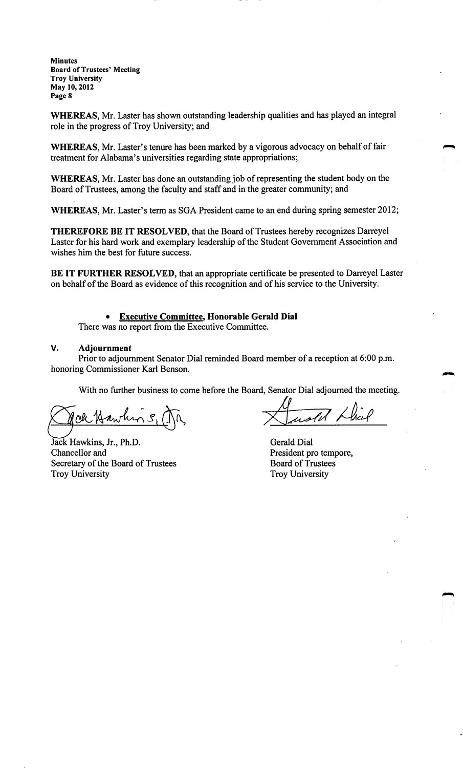**WHEREAS**, Mr. Laster has shown outstanding leadership qualities and has played an integral role in the progress of Troy University; and

**WHEREAS**, Mr. Laster's tenure has been marked by a vigorous advocacy on behalf of fair treatment for Alabama's universities regarding state appropriations;

**WHEREAS**, Mr. Laster has done an outstanding job of representing the student body on the Board of Trustees, among the faculty and staff and in the greater community; and

**WHEREAS**, Mr. Laster's term as SGA President came to an end during spring semester 2012;

**THEREFORE BE IT RESOLVED**, that the Board of Trustees hereby recognizes Darreyel Laster for his hard work and exemplary leadership of the Student Government Association and wishes him the best for future success.

**BE IT FURTHER RESOLVED**, that an appropriate certificate be presented to Darreyel Laster on behalf of the Board as evidence of this recognition and of his service to the University.

- **Executive Committee, Honorable Gerald Dial**

There was no report from the Executive Committee.

## V. Adjournment

Prior to adjournment Senator Dial reminded Board member of a reception at 6:00 p.m. honoring Commissioner Karl Benson.

With no further business to come before the Board, Senator Dial adjourned the meeting.

| | |
|---|---|
| Jack Hawkins, Jr., Ph.D. | Gerald Dial |
| Chancellor and | President pro tempore, |
| Secretary of the Board of Trustees | Board of Trustees |
| Troy University | Troy University |